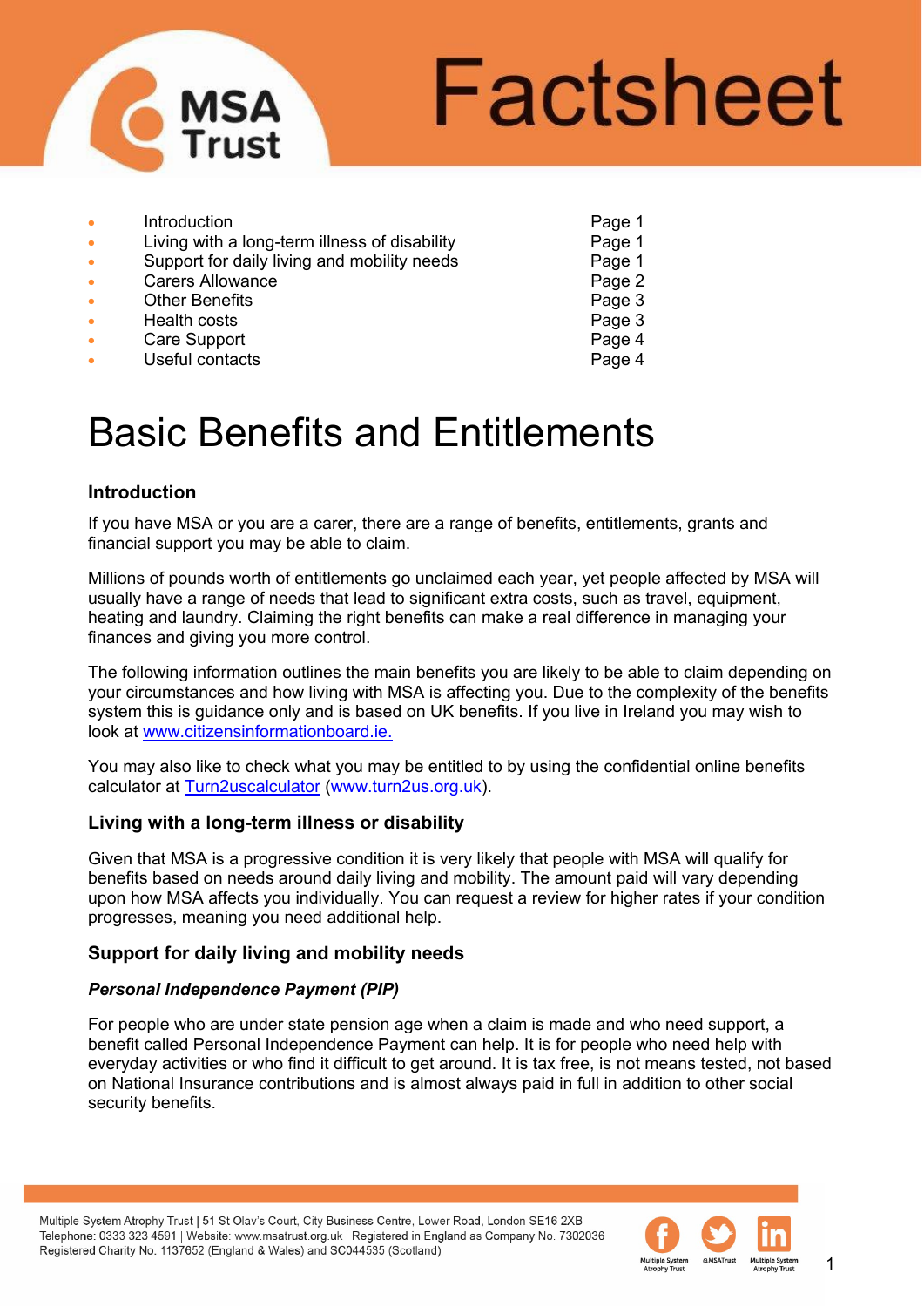# Factsheet

- Introduction Page 1
- Living with a long-term illness of disability Page 1
- Support for daily living and mobility needs Page 1
- Carers Allowance Page 2
- Other Benefits Page 3
- Health costs Page 3
- Care Support Page 4
- Useful contacts Page 4

# Basic Benefits and Entitlements

## Introduction

If you have MSA or you are a carer, there are a range of benefits, entitlements, grants and financial support you may be able to claim.

Millions of pounds worth of entitlements go unclaimed each year, yet people affected by MSA will usually have a range of needs that lead to significant extra costs, such as travel, equipment, heating and laundry. Claiming the right benefits can make a real difference in managing your finances and giving you more control.

The following information outlines the main benefits you are likely to be able to claim depending on your circumstances and how living with MSA is affecting you. Due to the complexity of the benefits system this is guidance only and is based on UK benefits. If you live in Ireland you may wish to look at www.citizensinformationboard.ie.

You may also like to check what you may be entitled to by using the confidential online benefits calculator at Turn2uscalculator (www.turn2us.org.uk).

## Living with a long-term illness or disability

Given that MSA is a progressive condition it is very likely that people with MSA will qualify for benefits based on needs around daily living and mobility. The amount paid will vary depending upon how MSA affects you individually. You can request a review for higher rates if your condition progresses, meaning you need additional help.

## Support for daily living and mobility needs

### *Personal Independence Payment (PIP)*

For people who are under state pension age when a claim is made and who need support, a benefit called Personal Independence Payment can help. It is for people who need help with everyday activities or who find it difficult to get around. It is tax free, is not means tested, not based on National Insurance contributions and is almost always paid in full in addition to other social security benefits.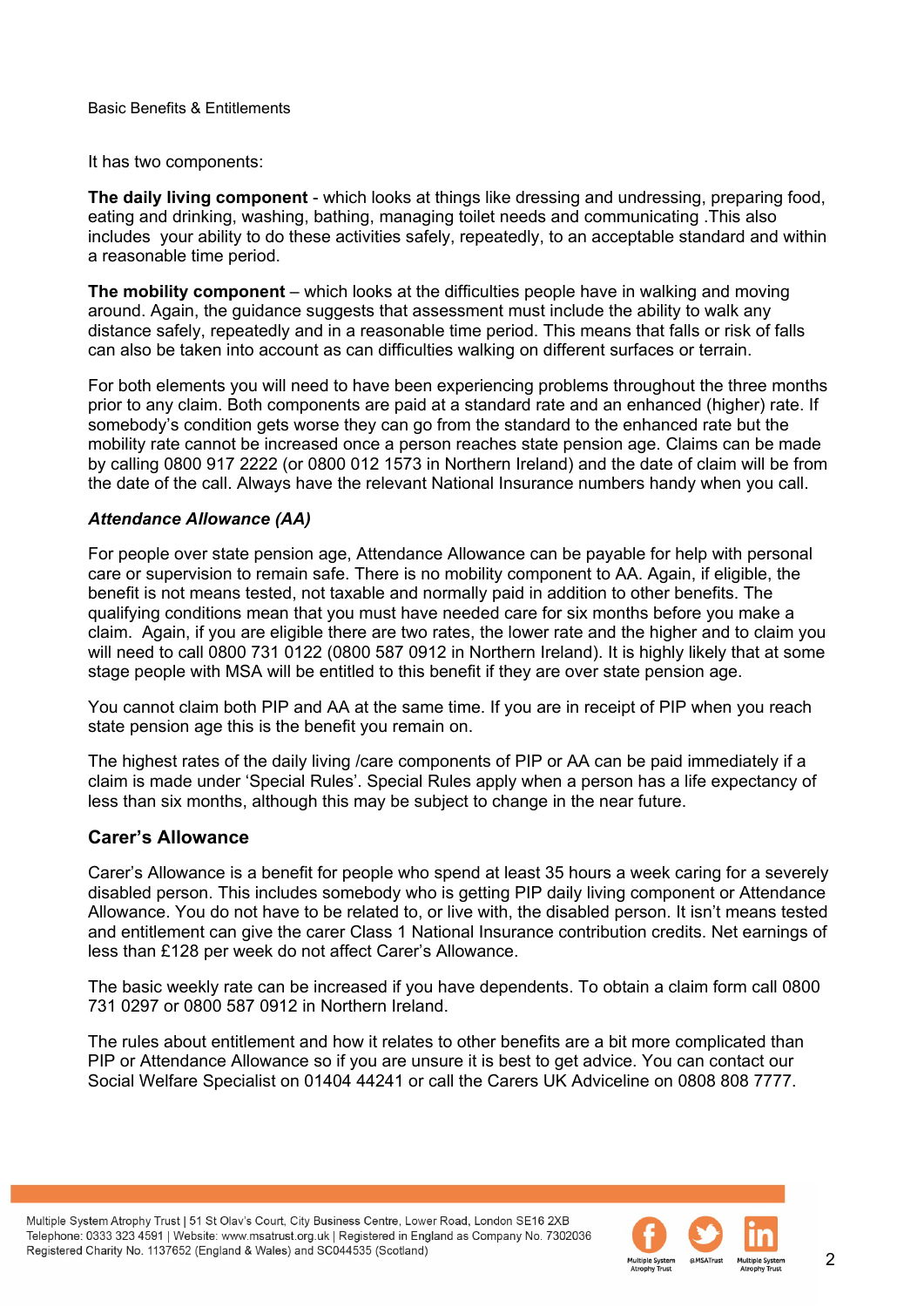It has two components:

**The daily living component** - which looks at things like dressing and undressing, preparing food, eating and drinking, washing, bathing, managing toilet needs and communicating .This also includes your ability to do these activities safely, repeatedly, to an acceptable standard and within a reasonable time period.

**The mobility component** – which looks at the difficulties people have in walking and moving around. Again, the guidance suggests that assessment must include the ability to walk any distance safely, repeatedly and in a reasonable time period. This means that falls or risk of falls can also be taken into account as can difficulties walking on different surfaces or terrain.

For both elements you will need to have been experiencing problems throughout the three months prior to any claim. Both components are paid at a standard rate and an enhanced (higher) rate. If somebody's condition gets worse they can go from the standard to the enhanced rate but the mobility rate cannot be increased once a person reaches state pension age. Claims can be made by calling 0800 917 2222 (or 0800 012 1573 in Northern Ireland) and the date of claim will be from the date of the call. Always have the relevant National Insurance numbers handy when you call.

### *Attendance Allowance (AA)*

For people over state pension age, Attendance Allowance can be payable for help with personal care or supervision to remain safe. There is no mobility component to AA. Again, if eligible, the benefit is not means tested, not taxable and normally paid in addition to other benefits. The qualifying conditions mean that you must have needed care for six months before you make a claim. Again, if you are eligible there are two rates, the lower rate and the higher and to claim you will need to call 0800 731 0122 (0800 587 0912 in Northern Ireland). It is highly likely that at some stage people with MSA will be entitled to this benefit if they are over state pension age.

You cannot claim both PIP and AA at the same time. If you are in receipt of PIP when you reach state pension age this is the benefit you remain on.

The highest rates of the daily living /care components of PIP or AA can be paid immediately if a claim is made under 'Special Rules'. Special Rules apply when a person has a life expectancy of less than six months, although this may be subject to change in the near future.

## Carer's Allowance

Carer's Allowance is a benefit for people who spend at least 35 hours a week caring for a severely disabled person. This includes somebody who is getting PIP daily living component or Attendance Allowance. You do not have to be related to, or live with, the disabled person. It isn't means tested and entitlement can give the carer Class 1 National Insurance contribution credits. Net earnings of less than £128 per week do not affect Carer's Allowance.

The basic weekly rate can be increased if you have dependents. To obtain a claim form call 0800 731 0297 or 0800 587 0912 in Northern Ireland.

The rules about entitlement and how it relates to other benefits are a bit more complicated than PIP or Attendance Allowance so if you are unsure it is best to get advice. You can contact our Social Welfare Specialist on 01404 44241 or call the Carers UK Adviceline on 0808 808 7777.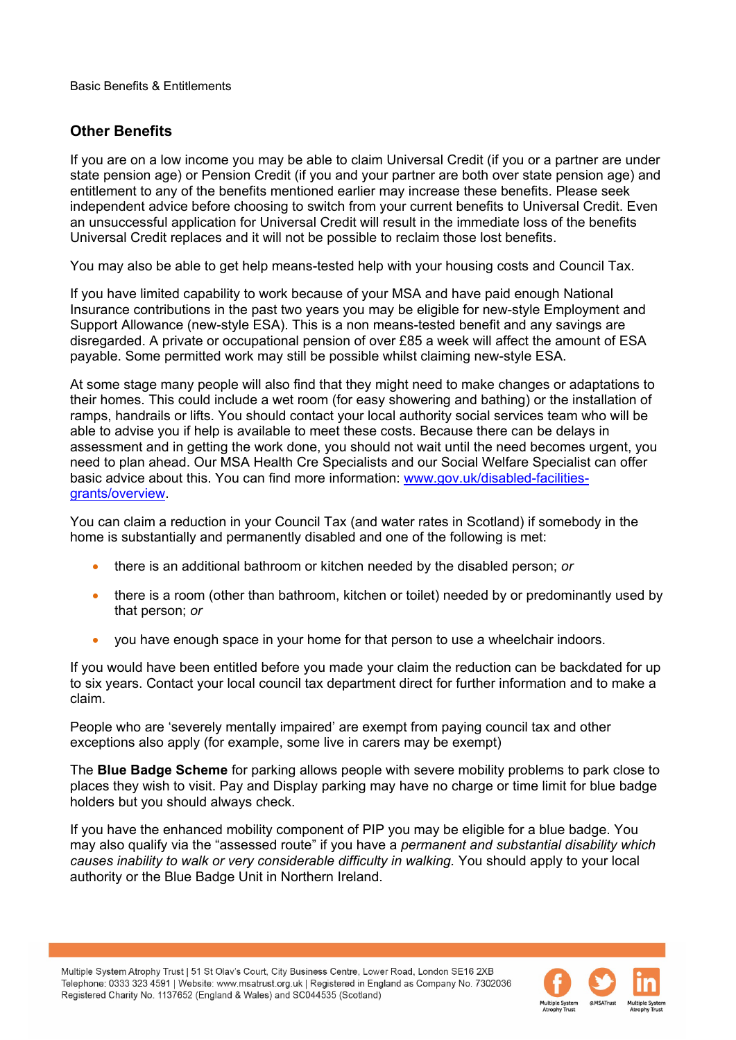## Other Benefits

If you are on a low income you may be able to claim Universal Credit (if you or a partner are under state pension age) or Pension Credit (if you and your partner are both over state pension age) and entitlement to any of the benefits mentioned earlier may increase these benefits. Please seek independent advice before choosing to switch from your current benefits to Universal Credit. Even an unsuccessful application for Universal Credit will result in the immediate loss of the benefits Universal Credit replaces and it will not be possible to reclaim those lost benefits.

You may also be able to get help means-tested help with your housing costs and Council Tax.

If you have limited capability to work because of your MSA and have paid enough National Insurance contributions in the past two years you may be eligible for new-style Employment and Support Allowance (new-style ESA). This is a non means-tested benefit and any savings are disregarded. A private or occupational pension of over £85 a week will affect the amount of ESA payable. Some permitted work may still be possible whilst claiming new-style ESA.

At some stage many people will also find that they might need to make changes or adaptations to their homes. This could include a wet room (for easy showering and bathing) or the installation of ramps, handrails or lifts. You should contact your local authority social services team who will be able to advise you if help is available to meet these costs. Because there can be delays in assessment and in getting the work done, you should not wait until the need becomes urgent, you need to plan ahead. Our MSA Health Cre Specialists and our Social Welfare Specialist can offer basic advice about this. You can find more information: [www.gov.uk/disabled-facilities-grants/overview](www.gov.uk/disabled-facilities-grants/overview).

You can claim a reduction in your Council Tax (and water rates in Scotland) if somebody in the home is substantially and permanently disabled and one of the following is met:

- there is an additional bathroom or kitchen needed by the disabled person; *or*
- there is a room (other than bathroom, kitchen or toilet) needed by or predominantly used by that person; *or*
- you have enough space in your home for that person to use a wheelchair indoors.

If you would have been entitled before you made your claim the reduction can be backdated for up to six years. Contact your local council tax department direct for further information and to make a claim.

People who are 'severely mentally impaired' are exempt from paying council tax and other exceptions also apply (for example, some live in carers may be exempt)

The **Blue Badge Scheme** for parking allows people with severe mobility problems to park close to places they wish to visit. Pay and Display parking may have no charge or time limit for blue badge holders but you should always check.

If you have the enhanced mobility component of PIP you may be eligible for a blue badge. You may also qualify via the "assessed route" if you have a *permanent and substantial disability which causes inability to walk or very considerable difficulty in walking.* You should apply to your local authority or the Blue Badge Unit in Northern Ireland.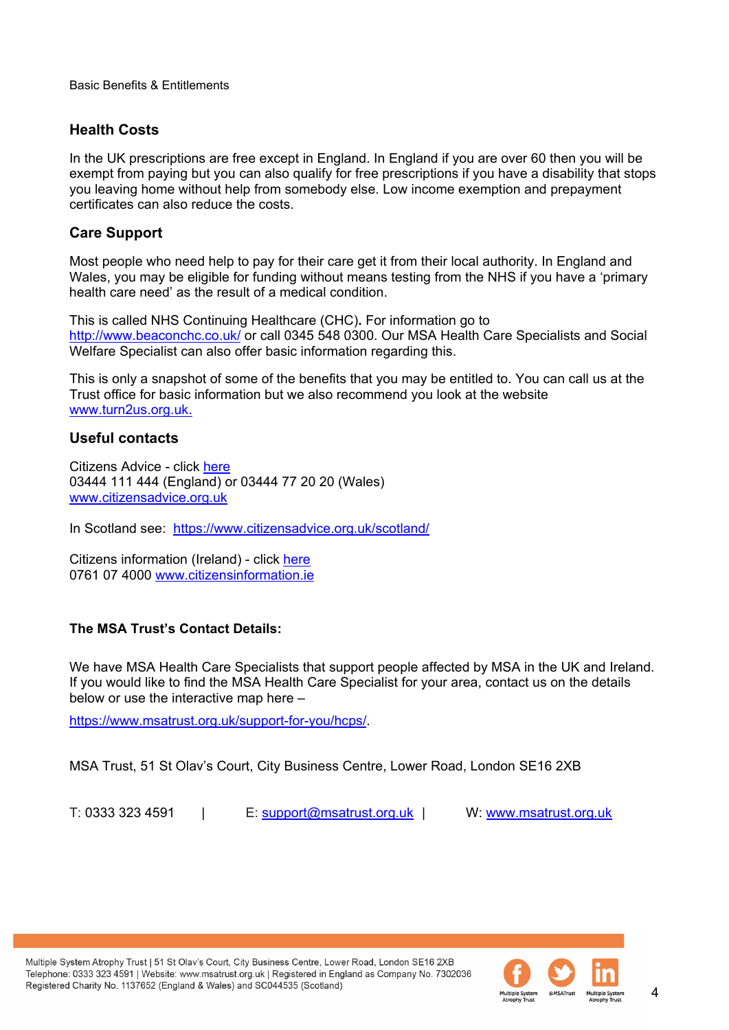## Health Costs

In the UK prescriptions are free except in England. In England if you are over 60 then you will be exempt from paying but you can also qualify for free prescriptions if you have a disability that stops you leaving home without help from somebody else. Low income exemption and prepayment certificates can also reduce the costs.

## Care Support

Most people who need help to pay for their care get it from their local authority. In England and Wales, you may be eligible for funding without means testing from the NHS if you have a 'primary health care need' as the result of a medical condition.

This is called NHS Continuing Healthcare (CHC). For information go to http://www.beaconchc.co.uk/ or call 0345 548 0300. Our MSA Health Care Specialists and Social Welfare Specialist can also offer basic information regarding this.

This is only a snapshot of some of the benefits that you may be entitled to. You can call us at the Trust office for basic information but we also recommend you look at the website www.turn2us.org.uk.

## Useful contacts

Citizens Advice - click here
03444 111 444 (England) or 03444 77 20 20 (Wales)
www.citizensadvice.org.uk

In Scotland see: https://www.citizensadvice.org.uk/scotland/

Citizens information (Ireland) - click here
0761 07 4000 www.citizensinformation.ie

**The MSA Trust's Contact Details:**

We have MSA Health Care Specialists that support people affected by MSA in the UK and Ireland. If you would like to find the MSA Health Care Specialist for your area, contact us on the details below or use the interactive map here –

https://www.msatrust.org.uk/support-for-you/hcps/.

MSA Trust, 51 St Olav's Court, City Business Centre, Lower Road, London SE16 2XB

T: 0333 323 4591 | E: support@msatrust.org.uk | W: www.msatrust.org.uk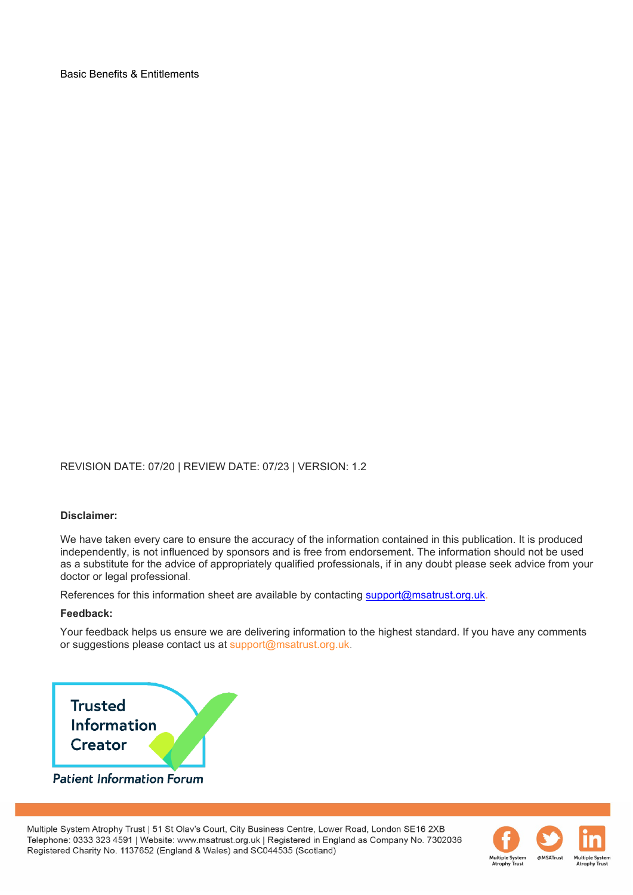REVISION DATE: 07/20 | REVIEW DATE: 07/23 | VERSION: 1.2

**Disclaimer:**

We have taken every care to ensure the accuracy of the information contained in this publication. It is produced independently, is not influenced by sponsors and is free from endorsement. The information should not be used as a substitute for the advice of appropriately qualified professionals, if in any doubt please seek advice from your doctor or legal professional.

References for this information sheet are available by contacting support@msatrust.org.uk.

**Feedback:**

Your feedback helps us ensure we are delivering information to the highest standard. If you have any comments or suggestions please contact us at support@msatrust.org.uk.

Trusted Information Creator

Patient Information Forum

Multiple System Atrophy Trust | 51 St Olav's Court, City Business Centre, Lower Road, London SE16 2XB
Telephone: 0333 323 4591 | Website: www.msatrust.org.uk | Registered in England as Company No. 7302036
Registered Charity No. 1137652 (England & Wales) and SC044535 (Scotland)